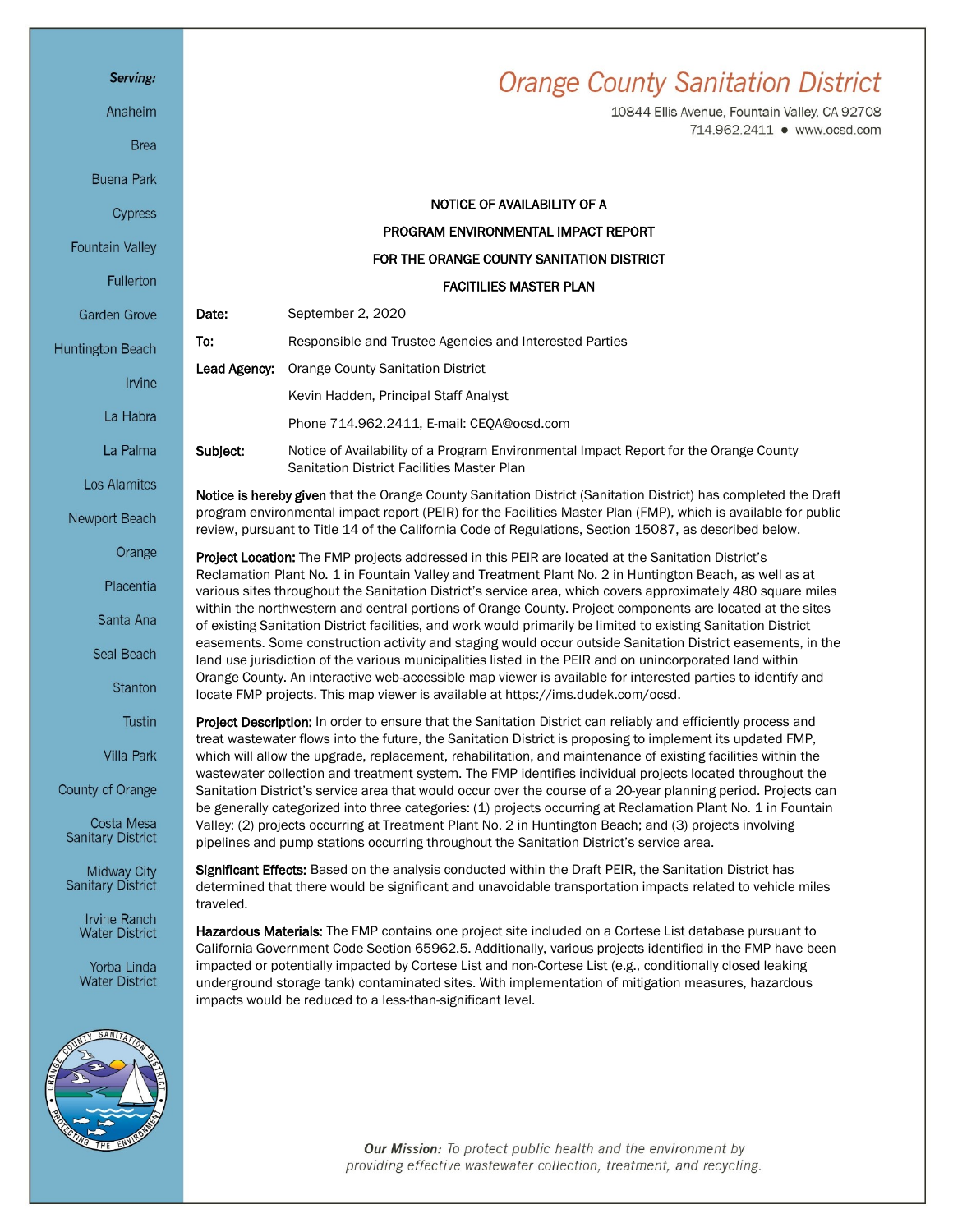Serving:

Anaheim

Brea

Buena Park

Cypress

Fountain Valley

Fullerton

Garden Grove

Huntington Beach

Irvine

La Habra

La Palma

Los Alamitos

Newport Beach

Orange

Placentia

Santa Ana

Seal Beach

Stanton

Tustin

Villa Park

County of Orange

Costa Mesa Sanitary District

Midway City Sanitary District

Irvine Ranch Water District

Yorba Linda Water District

# Orange County Sanitation District

10844 Ellis Avenue, Fountain Valley, CA 92708
714.962.2411 • www.ocsd.com

## NOTICE OF AVAILABILITY OF A PROGRAM ENVIRONMENTAL IMPACT REPORT FOR THE ORANGE COUNTY SANITATION DISTRICT FACITILIES MASTER PLAN

**Date:** September 2, 2020

**To:** Responsible and Trustee Agencies and Interested Parties

**Lead Agency:** Orange County Sanitation District
Kevin Hadden, Principal Staff Analyst
Phone 714.962.2411, E-mail: CEQA@ocsd.com

**Subject:** Notice of Availability of a Program Environmental Impact Report for the Orange County Sanitation District Facilities Master Plan

**Notice is hereby given** that the Orange County Sanitation District (Sanitation District) has completed the Draft program environmental impact report (PEIR) for the Facilities Master Plan (FMP), which is available for public review, pursuant to Title 14 of the California Code of Regulations, Section 15087, as described below.

**Project Location:** The FMP projects addressed in this PEIR are located at the Sanitation District's Reclamation Plant No. 1 in Fountain Valley and Treatment Plant No. 2 in Huntington Beach, as well as at various sites throughout the Sanitation District's service area, which covers approximately 480 square miles within the northwestern and central portions of Orange County. Project components are located at the sites of existing Sanitation District facilities, and work would primarily be limited to existing Sanitation District easements. Some construction activity and staging would occur outside Sanitation District easements, in the land use jurisdiction of the various municipalities listed in the PEIR and on unincorporated land within Orange County. An interactive web-accessible map viewer is available for interested parties to identify and locate FMP projects. This map viewer is available at https://ims.dudek.com/ocsd.

**Project Description:** In order to ensure that the Sanitation District can reliably and efficiently process and treat wastewater flows into the future, the Sanitation District is proposing to implement its updated FMP, which will allow the upgrade, replacement, rehabilitation, and maintenance of existing facilities within the wastewater collection and treatment system. The FMP identifies individual projects located throughout the Sanitation District's service area that would occur over the course of a 20-year planning period. Projects can be generally categorized into three categories: (1) projects occurring at Reclamation Plant No. 1 in Fountain Valley; (2) projects occurring at Treatment Plant No. 2 in Huntington Beach; and (3) projects involving pipelines and pump stations occurring throughout the Sanitation District's service area.

**Significant Effects:** Based on the analysis conducted within the Draft PEIR, the Sanitation District has determined that there would be significant and unavoidable transportation impacts related to vehicle miles traveled.

**Hazardous Materials:** The FMP contains one project site included on a Cortese List database pursuant to California Government Code Section 65962.5. Additionally, various projects identified in the FMP have been impacted or potentially impacted by Cortese List and non-Cortese List (e.g., conditionally closed leaking underground storage tank) contaminated sites. With implementation of mitigation measures, hazardous impacts would be reduced to a less-than-significant level.

*Our Mission: To protect public health and the environment by providing effective wastewater collection, treatment, and recycling.*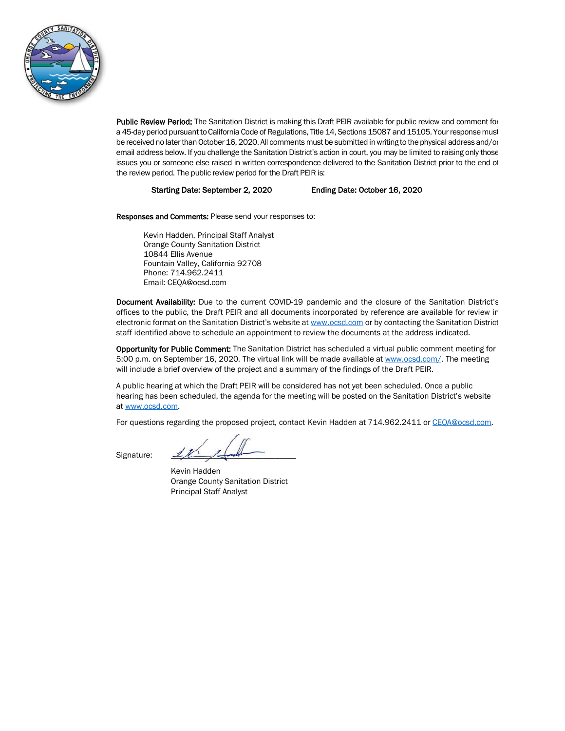**Public Review Period:** The Sanitation District is making this Draft PEIR available for public review and comment for a 45-day period pursuant to California Code of Regulations, Title 14, Sections 15087 and 15105. Your response must be received no later than October 16, 2020. All comments must be submitted in writing to the physical address and/or email address below. If you challenge the Sanitation District's action in court, you may be limited to raising only those issues you or someone else raised in written correspondence delivered to the Sanitation District prior to the end of the review period. The public review period for the Draft PEIR is:

**Starting Date: September 2, 2020** **Ending Date: October 16, 2020**

**Responses and Comments:** Please send your responses to:

Kevin Hadden, Principal Staff Analyst
Orange County Sanitation District
10844 Ellis Avenue
Fountain Valley, California 92708
Phone: 714.962.2411
Email: CEQA@ocsd.com

**Document Availability:** Due to the current COVID-19 pandemic and the closure of the Sanitation District's offices to the public, the Draft PEIR and all documents incorporated by reference are available for review in electronic format on the Sanitation District's website at www.ocsd.com or by contacting the Sanitation District staff identified above to schedule an appointment to review the documents at the address indicated.

**Opportunity for Public Comment:** The Sanitation District has scheduled a virtual public comment meeting for 5:00 p.m. on September 16, 2020. The virtual link will be made available at www.ocsd.com/. The meeting will include a brief overview of the project and a summary of the findings of the Draft PEIR.

A public hearing at which the Draft PEIR will be considered has not yet been scheduled. Once a public hearing has been scheduled, the agenda for the meeting will be posted on the Sanitation District's website at www.ocsd.com.

For questions regarding the proposed project, contact Kevin Hadden at 714.962.2411 or CEQA@ocsd.com.

Signature: ______________________

Kevin Hadden
Orange County Sanitation District
Principal Staff Analyst